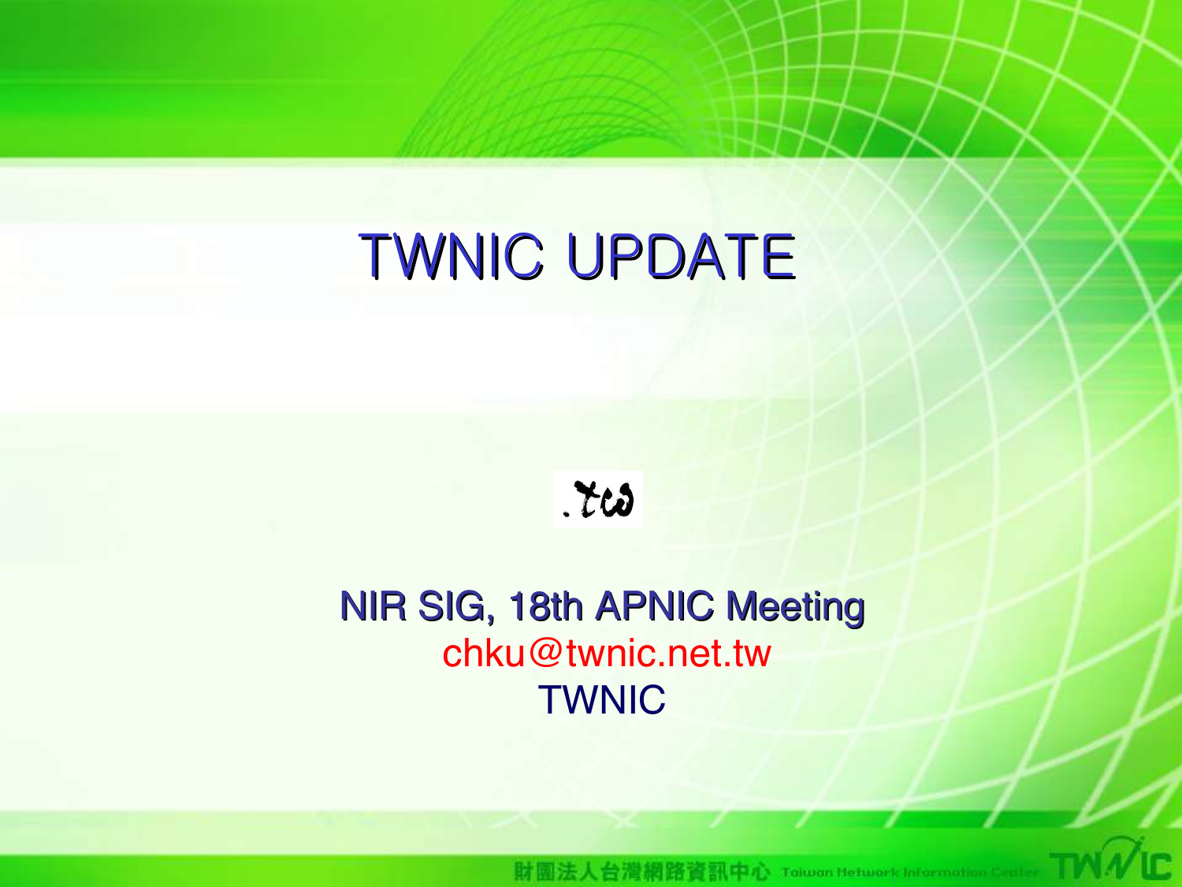# TWNIC UPDATE

.tw

NIR SIG, 18th APNIC Meeting

chku@twnic.net.tw

TWNIC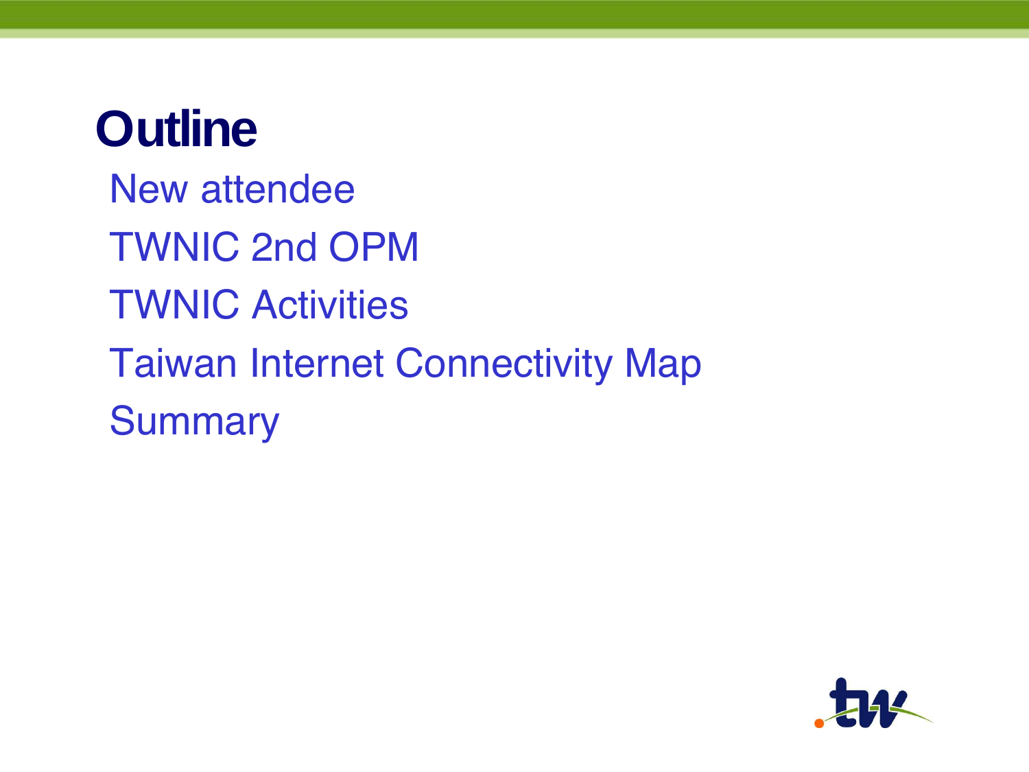# Outline

- New attendee
- TWNIC 2nd OPM
- TWNIC Activities
- Taiwan Internet Connectivity Map
- Summary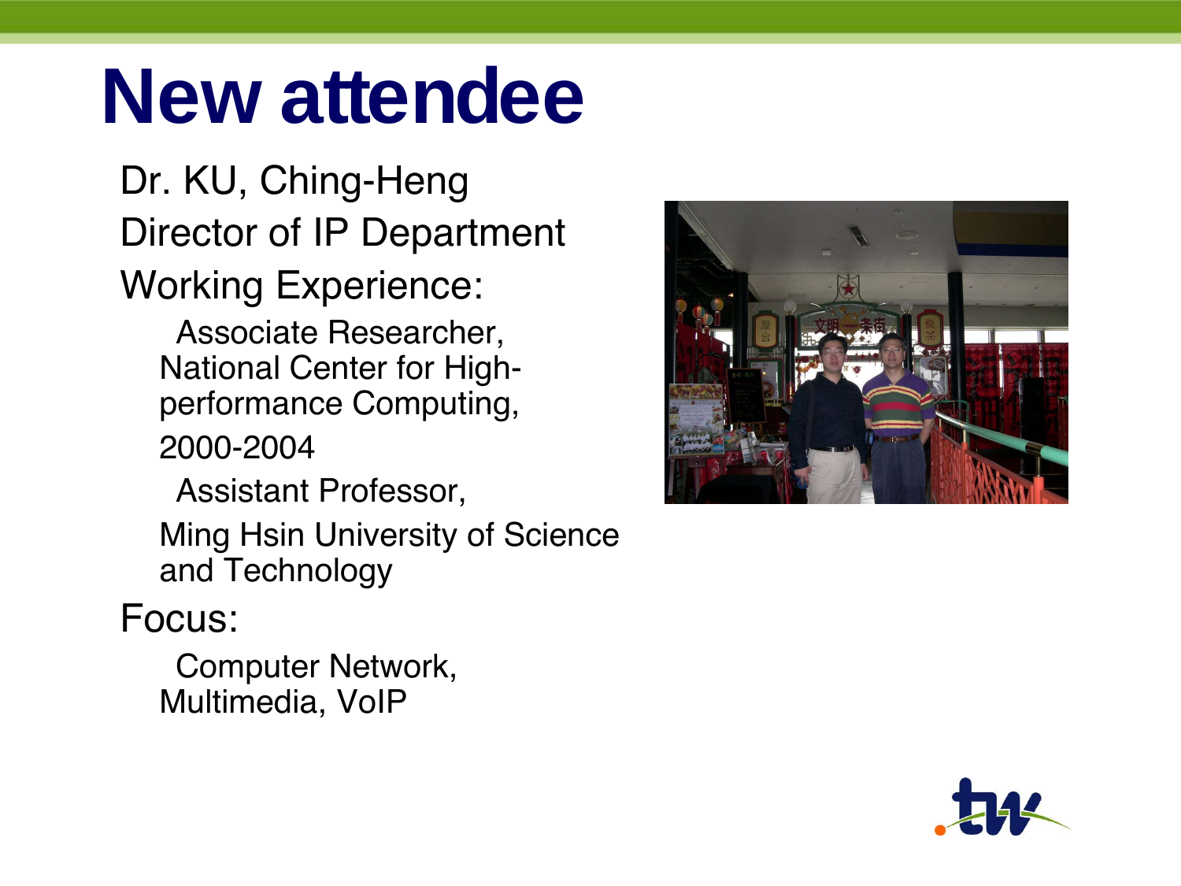# New attendee

Dr. KU, Ching-Heng

Director of IP Department

Working Experience:

- Associate Researcher, National Center for High-performance Computing, 2000-2004
- Assistant Professor, Ming Hsin University of Science and Technology

Focus:

- Computer Network, Multimedia, VoIP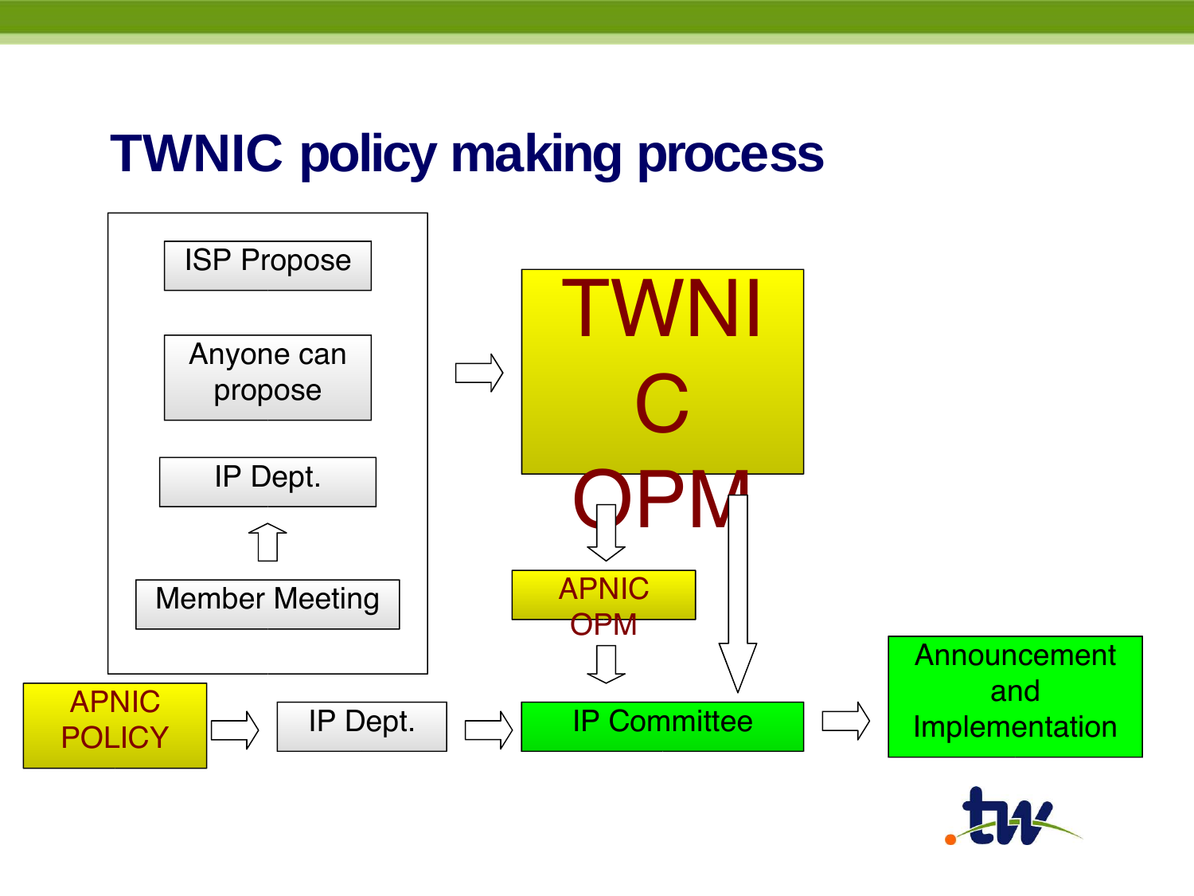# TWNIC policy making process

- ISP Propose
- Anyone can propose
- IP Dept.
- Member Meeting

TWNIC OPM

APNIC OPM

APNIC POLICY → IP Dept. → IP Committee → Announcement and Implementation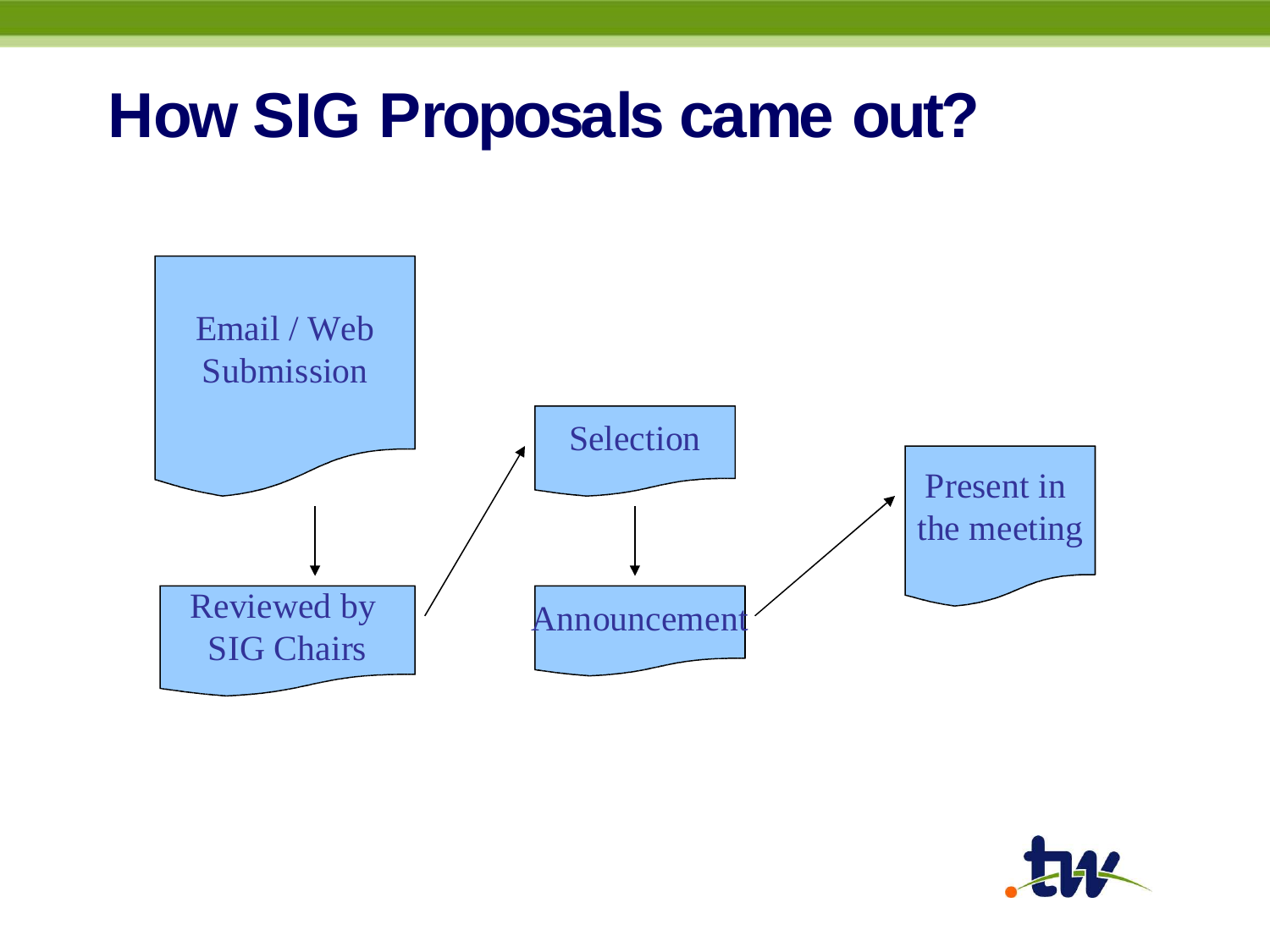# How SIG Proposals came out?

Email / Web Submission

Reviewed by SIG Chairs

Selection

Announcement

Present in the meeting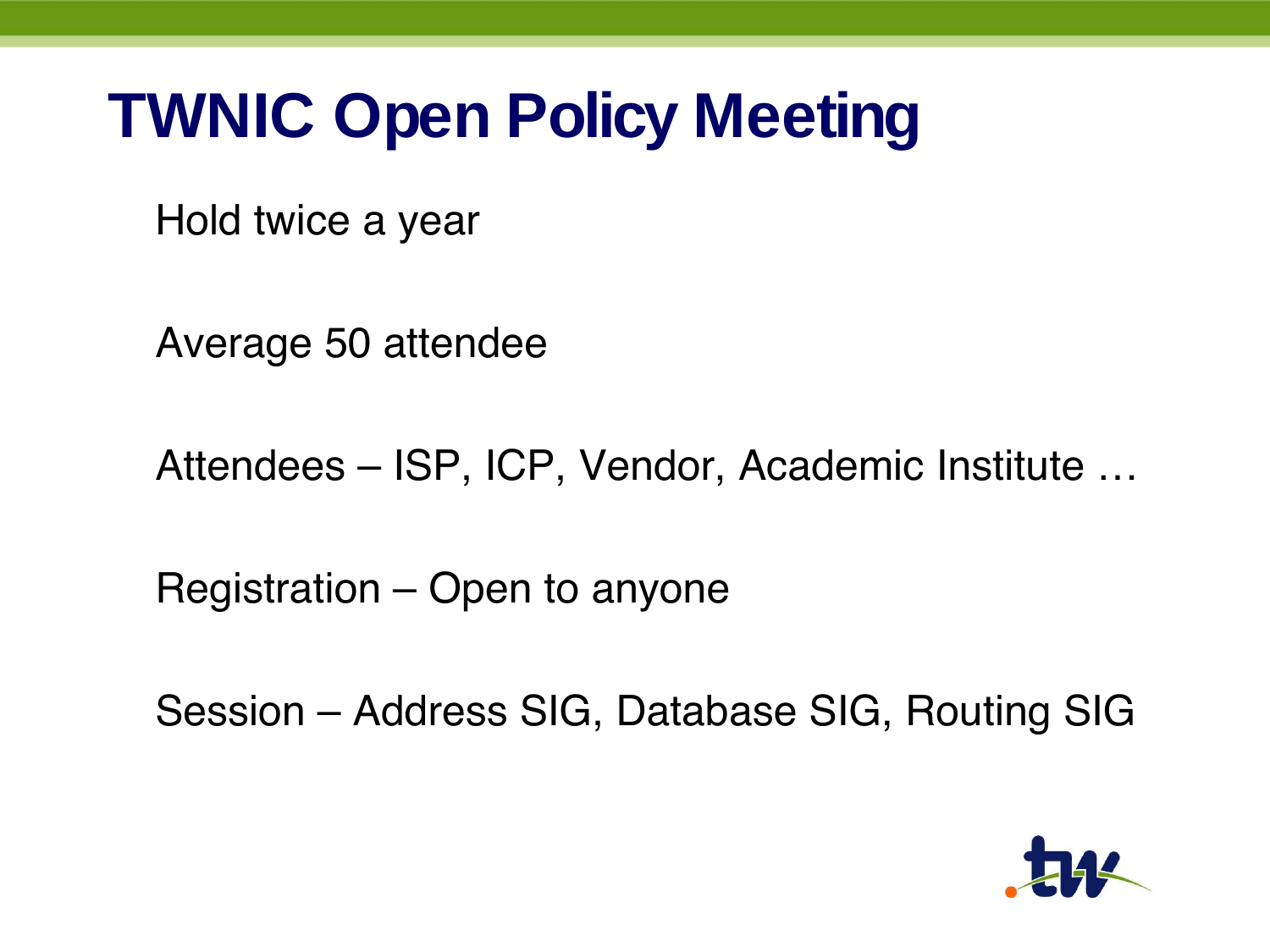# TWNIC Open Policy Meeting

Hold twice a year

Average 50 attendee

Attendees – ISP, ICP, Vendor, Academic Institute …

Registration – Open to anyone

Session – Address SIG, Database SIG, Routing SIG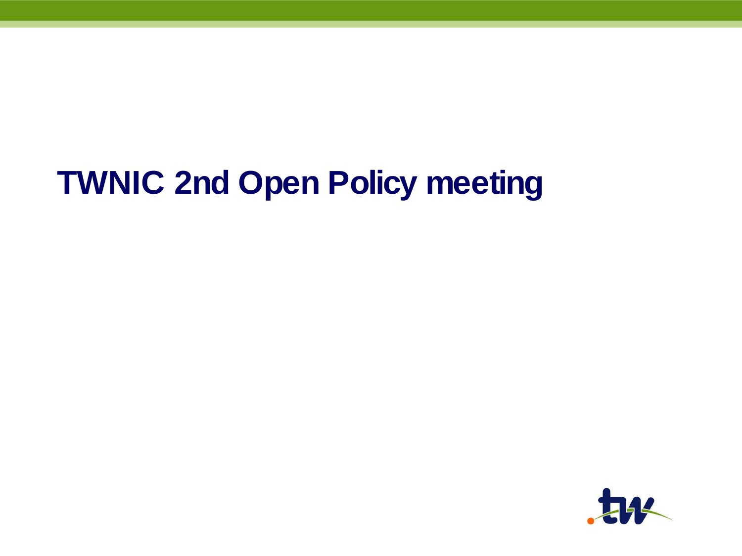# TWNIC 2nd Open Policy meeting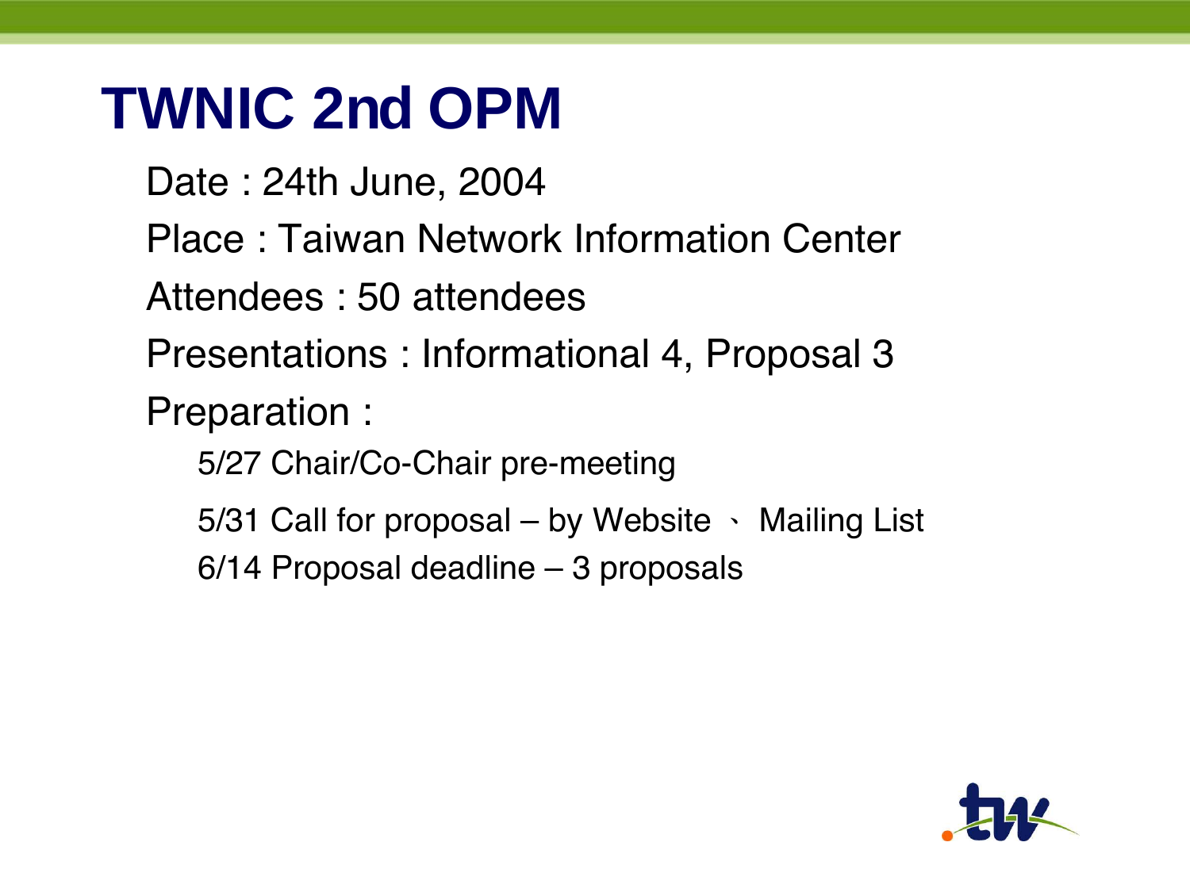# TWNIC 2nd OPM

- Date : 24th June, 2004
- Place : Taiwan Network Information Center
- Attendees : 50 attendees
- Presentations : Informational 4, Proposal 3
- Preparation :
  - 5/27 Chair/Co-Chair pre-meeting
  - 5/31 Call for proposal – by Website 、 Mailing List
  - 6/14 Proposal deadline – 3 proposals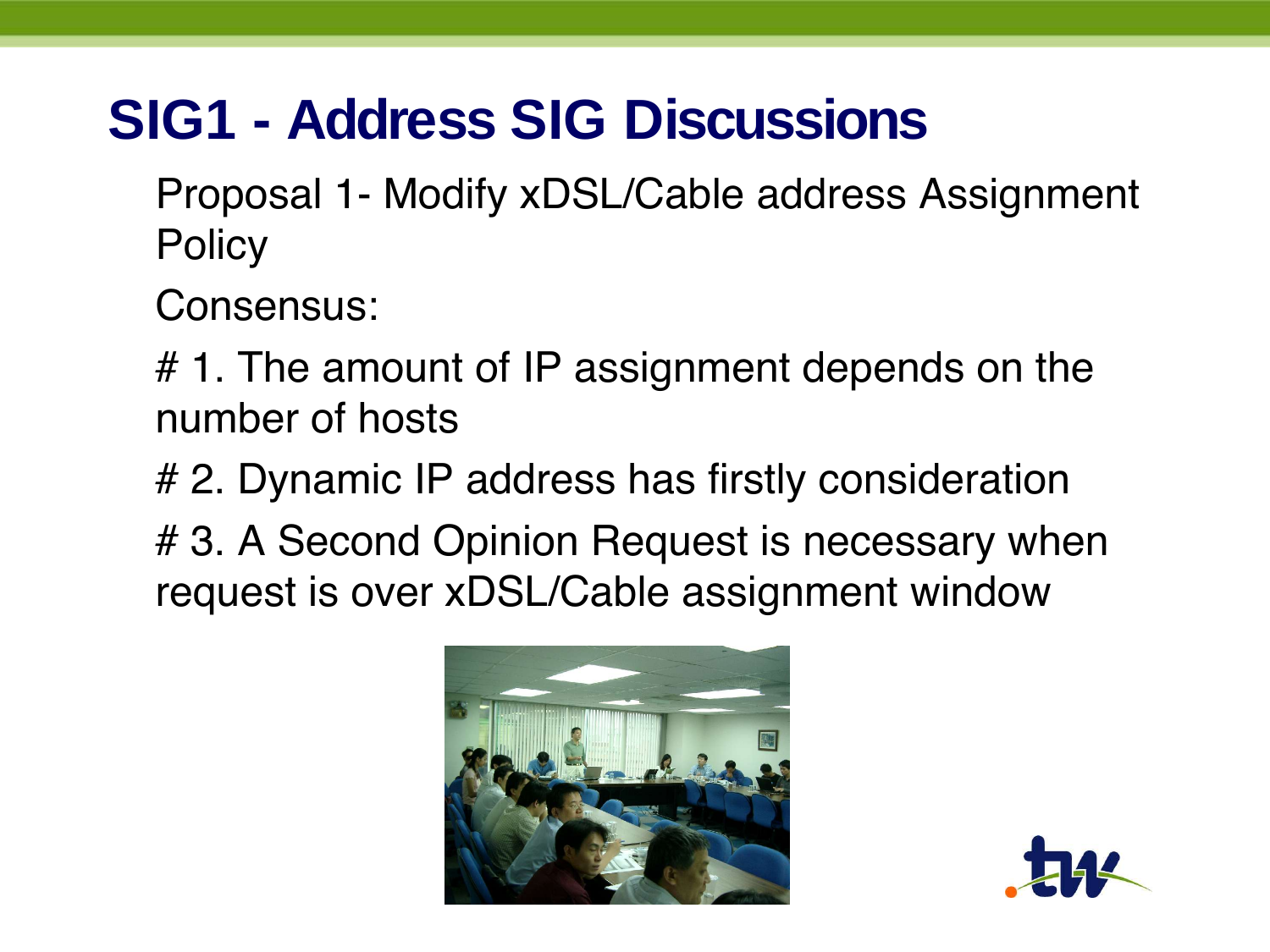# SIG1 - Address SIG Discussions

Proposal 1- Modify xDSL/Cable address Assignment Policy

Consensus:

# 1. The amount of IP assignment depends on the number of hosts

# 2. Dynamic IP address has firstly consideration

# 3. A Second Opinion Request is necessary when request is over xDSL/Cable assignment window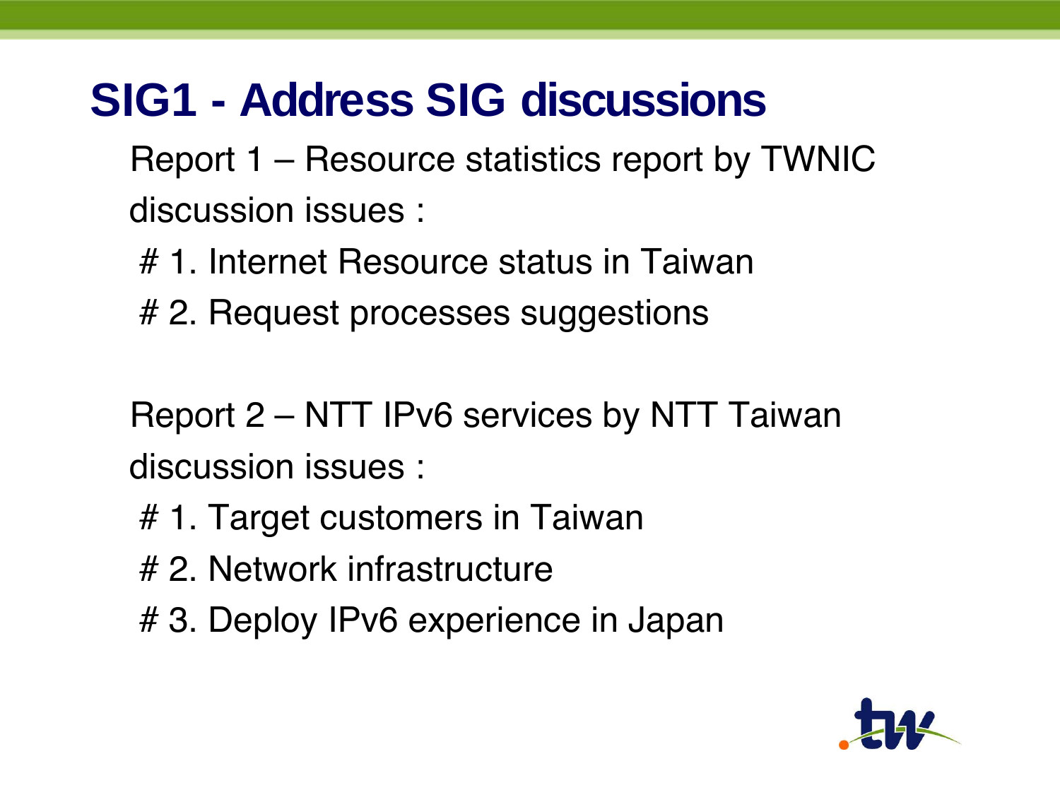# SIG1 - Address SIG discussions

Report 1 – Resource statistics report by TWNIC

discussion issues :

# 1. Internet Resource status in Taiwan

# 2. Request processes suggestions

Report 2 – NTT IPv6 services by NTT Taiwan

discussion issues :

# 1. Target customers in Taiwan

# 2. Network infrastructure

# 3. Deploy IPv6 experience in Japan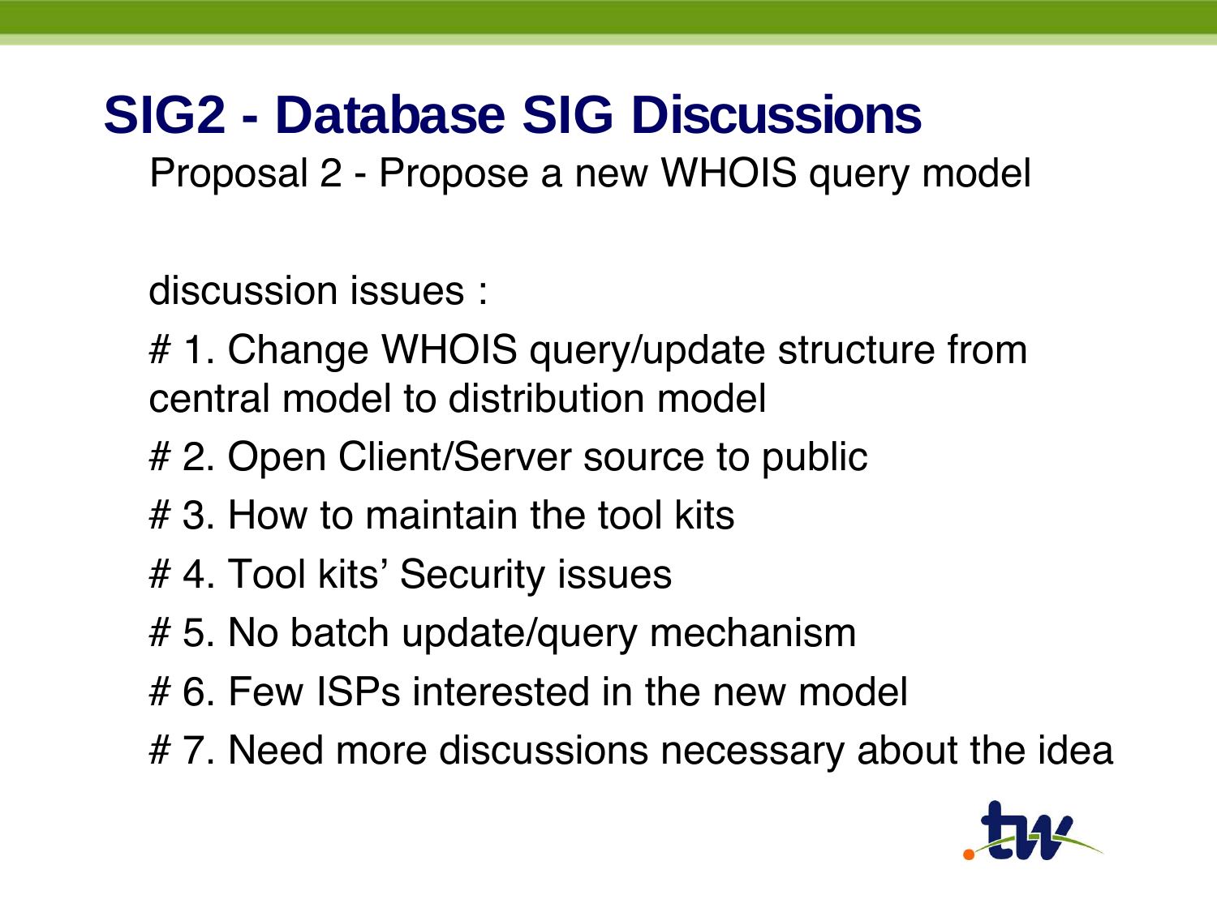# SIG2 - Database SIG Discussions

Proposal 2 - Propose a new WHOIS query model

discussion issues :

# 1. Change WHOIS query/update structure from central model to distribution model

# 2. Open Client/Server source to public

# 3. How to maintain the tool kits

# 4. Tool kits' Security issues

# 5. No batch update/query mechanism

# 6. Few ISPs interested in the new model

# 7. Need more discussions necessary about the idea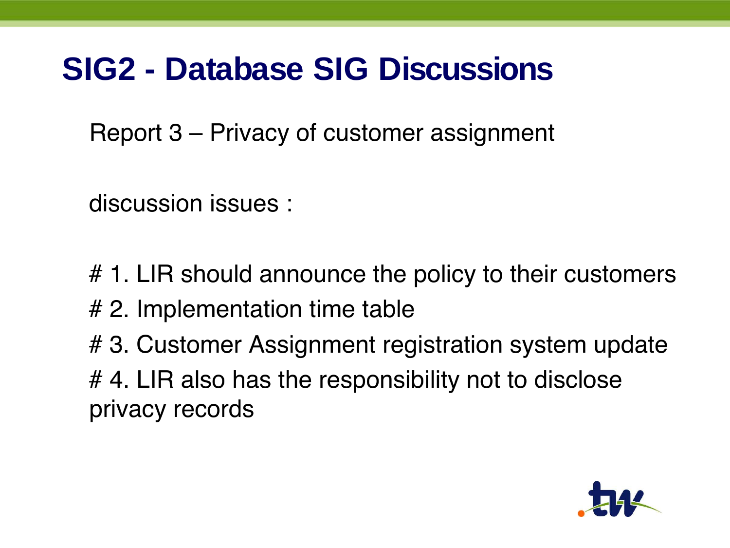# SIG2 - Database SIG Discussions

Report 3 – Privacy of customer assignment

discussion issues :

# 1. LIR should announce the policy to their customers
# 2. Implementation time table
# 3. Customer Assignment registration system update
# 4. LIR also has the responsibility not to disclose privacy records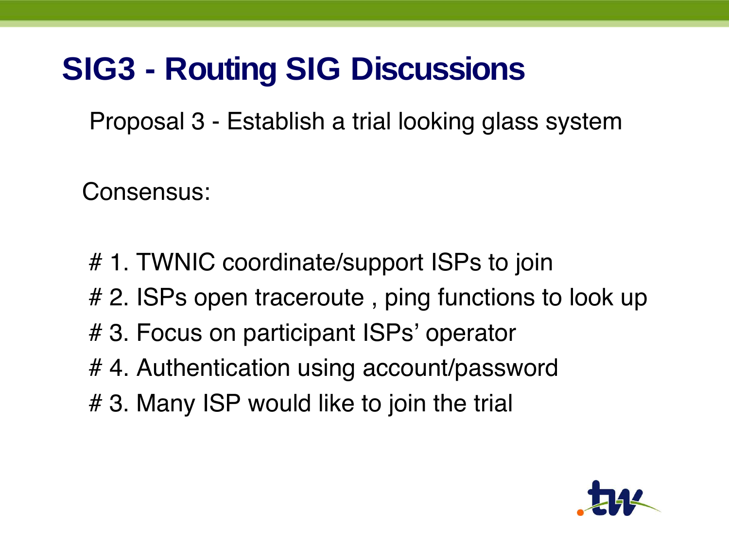# SIG3 - Routing SIG Discussions

Proposal 3 - Establish a trial looking glass system

Consensus:

# 1. TWNIC coordinate/support ISPs to join
# 2. ISPs open traceroute , ping functions to look up
# 3. Focus on participant ISPs' operator
# 4. Authentication using account/password
# 3. Many ISP would like to join the trial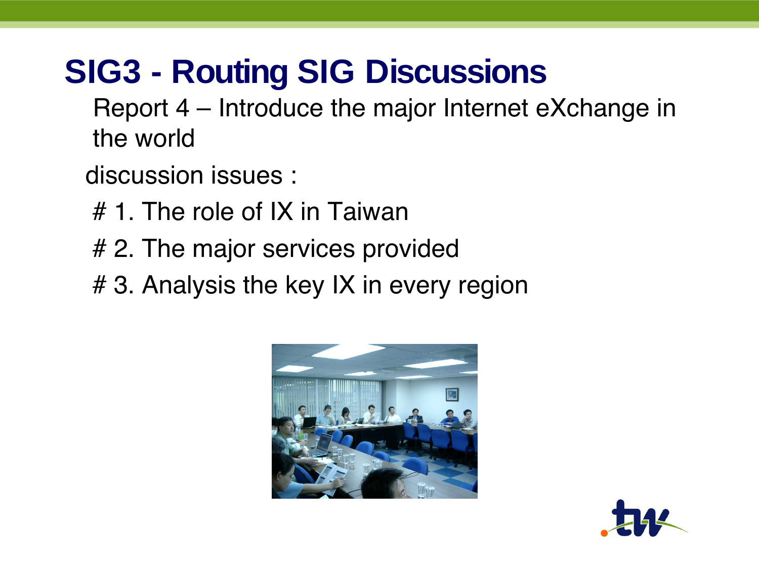# SIG3 - Routing SIG Discussions

Report 4 – Introduce the major Internet eXchange in the world

discussion issues :

# 1. The role of IX in Taiwan

# 2. The major services provided

# 3. Analysis the key IX in every region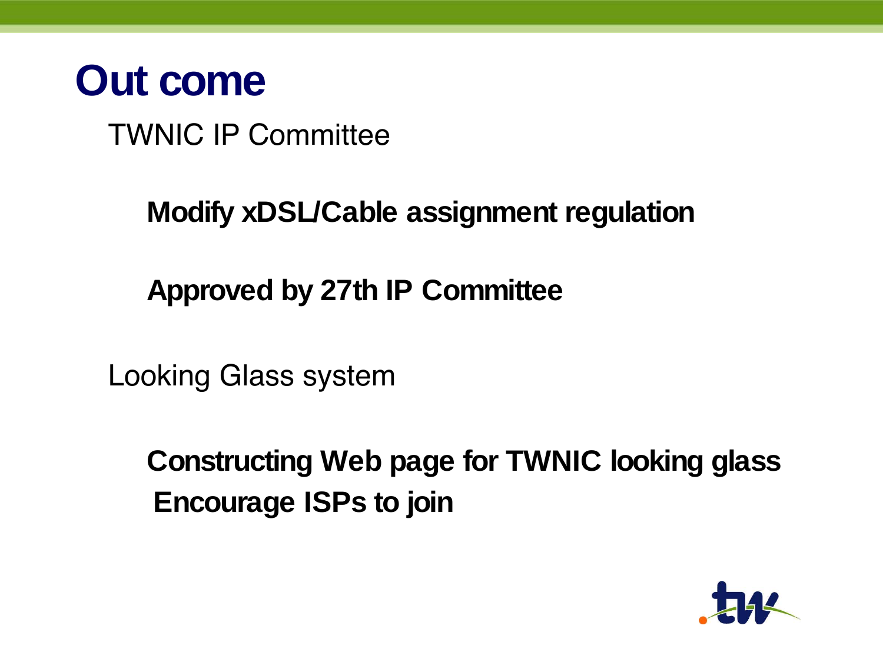# Out come

TWNIC IP Committee

**Modify xDSL/Cable assignment regulation**

**Approved by 27th IP Committee**

Looking Glass system

**Constructing Web page for TWNIC looking glass**
**Encourage ISPs to join**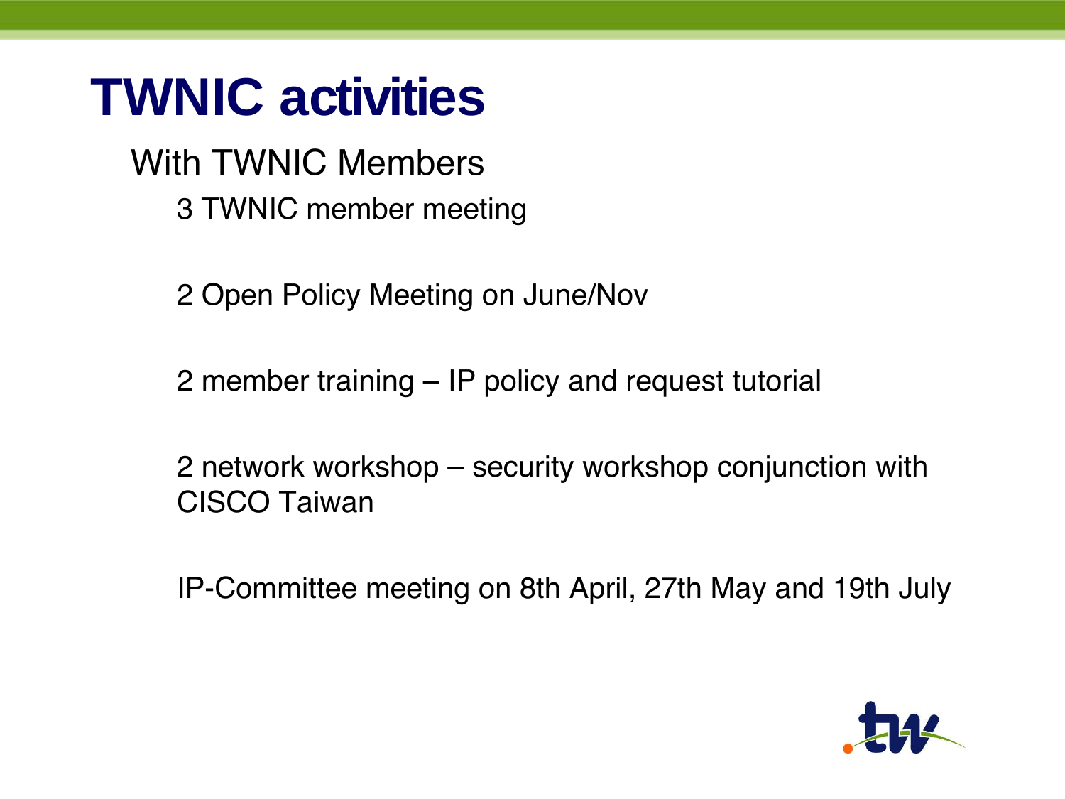# TWNIC activities

- With TWNIC Members
  - 3 TWNIC member meeting
  - 2 Open Policy Meeting on June/Nov
  - 2 member training – IP policy and request tutorial
  - 2 network workshop – security workshop conjunction with CISCO Taiwan
  - IP-Committee meeting on 8th April, 27th May and 19th July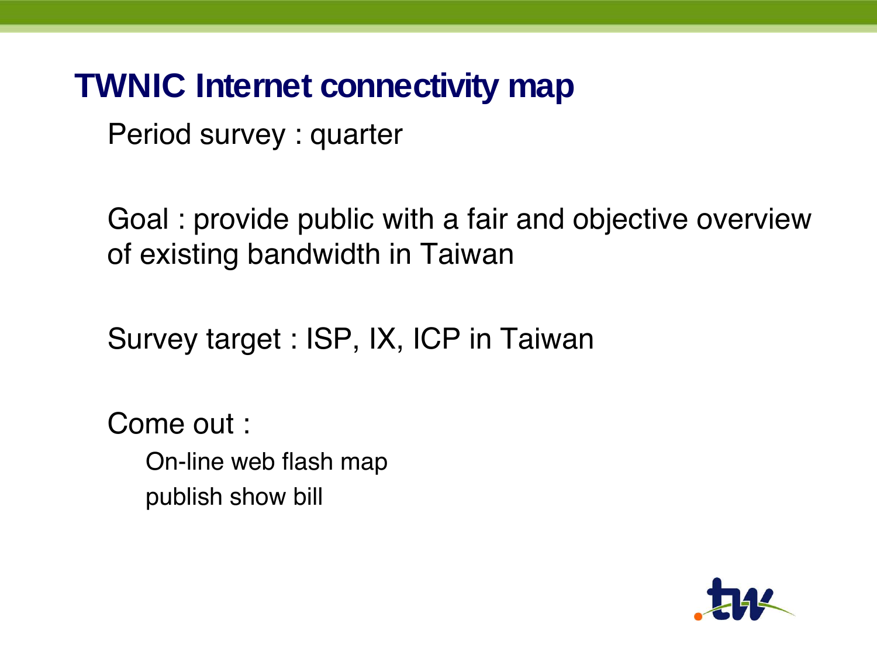# TWNIC Internet connectivity map

Period survey : quarter

Goal : provide public with a fair and objective overview of existing bandwidth in Taiwan

Survey target : ISP, IX, ICP in Taiwan

Come out :

- On-line web flash map
- publish show bill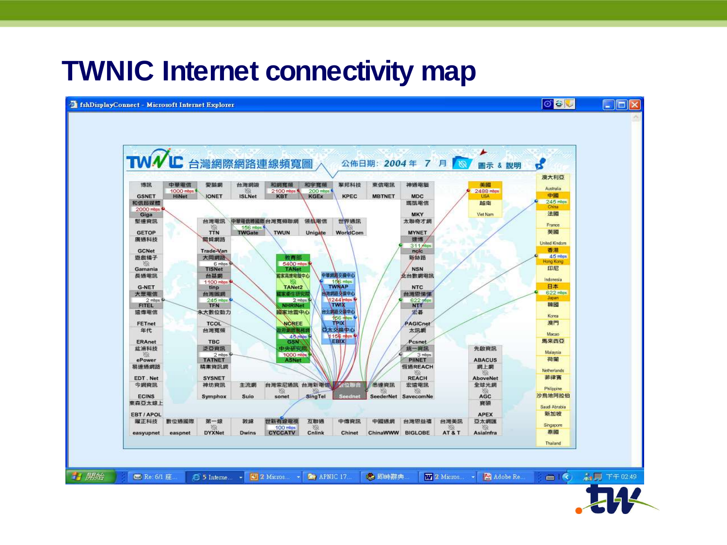# TWNIC Internet connectivity map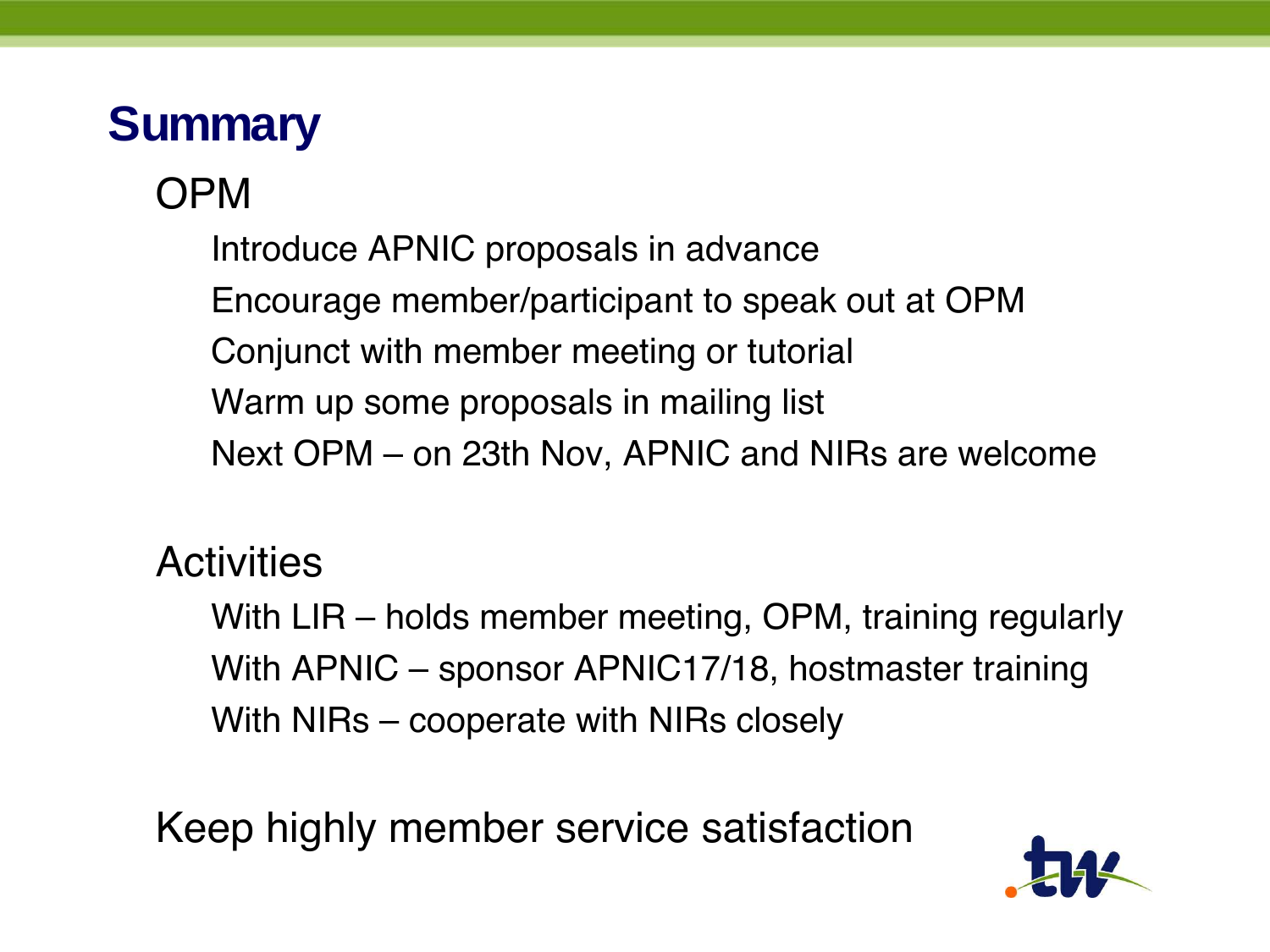# Summary

## OPM

- Introduce APNIC proposals in advance
- Encourage member/participant to speak out at OPM
- Conjunct with member meeting or tutorial
- Warm up some proposals in mailing list
- Next OPM – on 23th Nov, APNIC and NIRs are welcome

## Activities

- With LIR – holds member meeting, OPM, training regularly
- With APNIC – sponsor APNIC17/18, hostmaster training
- With NIRs – cooperate with NIRs closely

## Keep highly member service satisfaction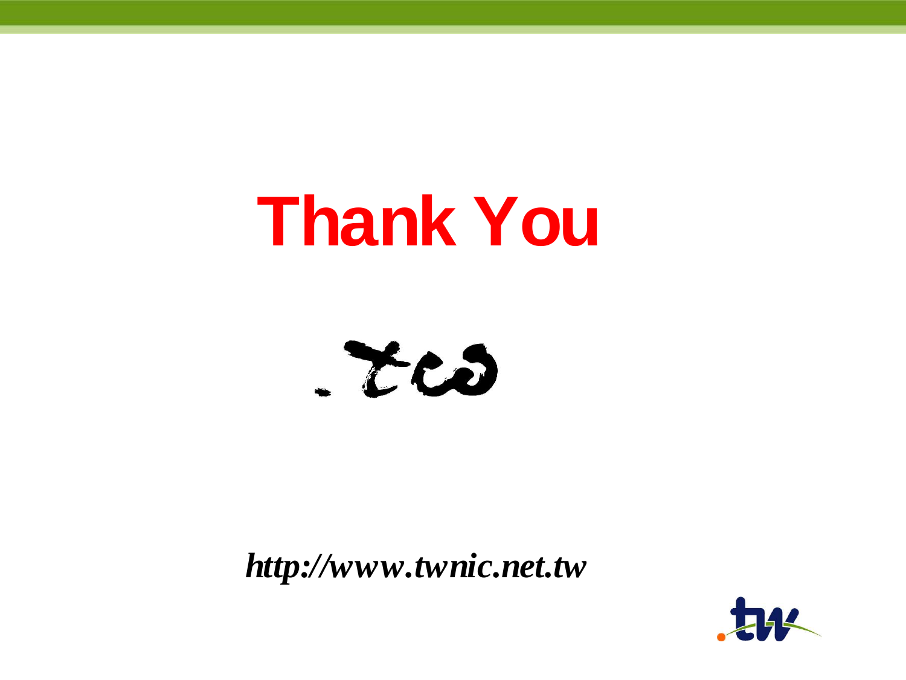# Thank You

*http://www.twnic.net.tw*